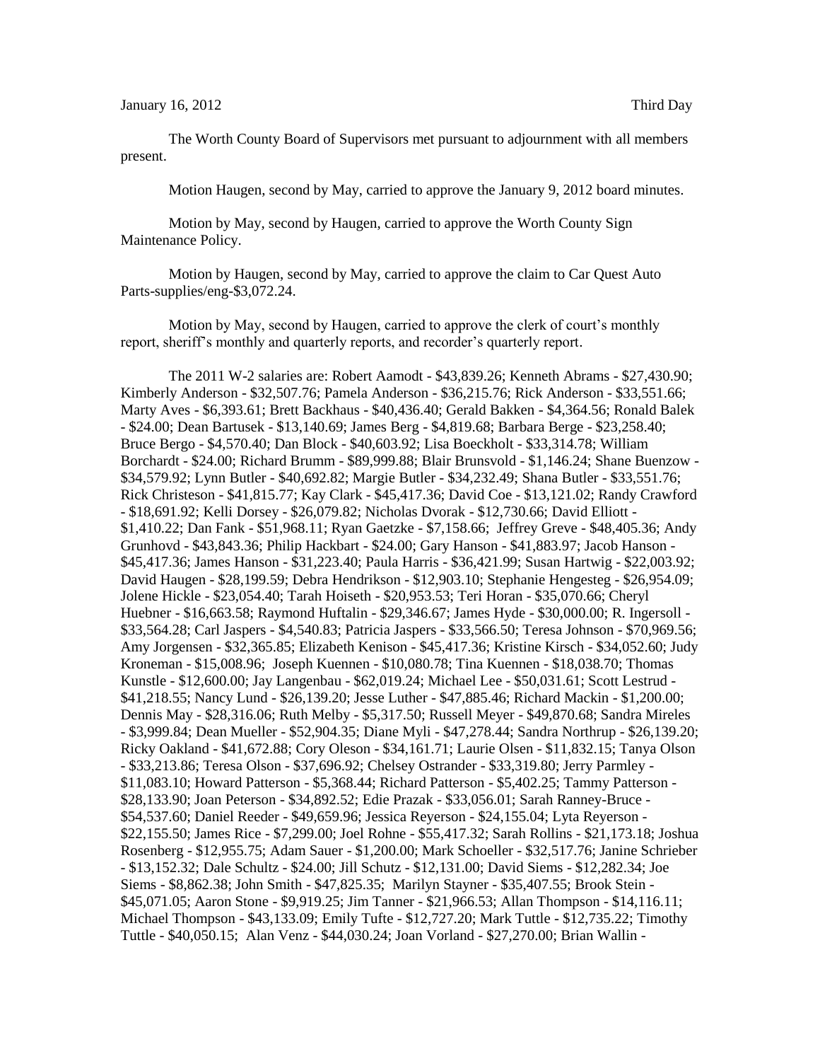January 16, 2012 Third Day

The Worth County Board of Supervisors met pursuant to adjournment with all members present.

Motion Haugen, second by May, carried to approve the January 9, 2012 board minutes.

Motion by May, second by Haugen, carried to approve the Worth County Sign Maintenance Policy.

Motion by Haugen, second by May, carried to approve the claim to Car Quest Auto Parts-supplies/eng-$3,072.24.

Motion by May, second by Haugen, carried to approve the clerk of court's monthly report, sheriff's monthly and quarterly reports, and recorder's quarterly report.

The 2011 W-2 salaries are: Robert Aamodt - $43,839.26; Kenneth Abrams - $27,430.90; Kimberly Anderson - $32,507.76; Pamela Anderson - $36,215.76; Rick Anderson - $33,551.66; Marty Aves - $6,393.61; Brett Backhaus - $40,436.40; Gerald Bakken - $4,364.56; Ronald Balek - $24.00; Dean Bartusek - $13,140.69; James Berg - $4,819.68; Barbara Berge - $23,258.40; Bruce Bergo - $4,570.40; Dan Block - $40,603.92; Lisa Boeckholt - $33,314.78; William Borchardt - $24.00; Richard Brumm - $89,999.88; Blair Brunsvold - $1,146.24; Shane Buenzow - $34,579.92; Lynn Butler - $40,692.82; Margie Butler - $34,232.49; Shana Butler - $33,551.76; Rick Christeson - $41,815.77; Kay Clark - $45,417.36; David Coe - $13,121.02; Randy Crawford - $18,691.92; Kelli Dorsey - $26,079.82; Nicholas Dvorak - $12,730.66; David Elliott - $1,410.22; Dan Fank - $51,968.11; Ryan Gaetzke - $7,158.66; Jeffrey Greve - $48,405.36; Andy Grunhovd - $43,843.36; Philip Hackbart - $24.00; Gary Hanson - $41,883.97; Jacob Hanson - $45,417.36; James Hanson - $31,223.40; Paula Harris - $36,421.99; Susan Hartwig - $22,003.92; David Haugen - $28,199.59; Debra Hendrikson - $12,903.10; Stephanie Hengesteg - $26,954.09; Jolene Hickle - $23,054.40; Tarah Hoiseth - $20,953.53; Teri Horan - $35,070.66; Cheryl Huebner - $16,663.58; Raymond Huftalin - $29,346.67; James Hyde - $30,000.00; R. Ingersoll - $33,564.28; Carl Jaspers - $4,540.83; Patricia Jaspers - $33,566.50; Teresa Johnson - $70,969.56; Amy Jorgensen - $32,365.85; Elizabeth Kenison - $45,417.36; Kristine Kirsch - $34,052.60; Judy Kroneman - $15,008.96; Joseph Kuennen - $10,080.78; Tina Kuennen - $18,038.70; Thomas Kunstle - $12,600.00; Jay Langenbau - $62,019.24; Michael Lee - $50,031.61; Scott Lestrud - $41,218.55; Nancy Lund - $26,139.20; Jesse Luther - $47,885.46; Richard Mackin - $1,200.00; Dennis May - $28,316.06; Ruth Melby - $5,317.50; Russell Meyer - $49,870.68; Sandra Mireles - $3,999.84; Dean Mueller - $52,904.35; Diane Myli - $47,278.44; Sandra Northrup - $26,139.20; Ricky Oakland - $41,672.88; Cory Oleson - $34,161.71; Laurie Olsen - $11,832.15; Tanya Olson - $33,213.86; Teresa Olson - $37,696.92; Chelsey Ostrander - $33,319.80; Jerry Parmley - $11,083.10; Howard Patterson - $5,368.44; Richard Patterson - $5,402.25; Tammy Patterson - $28,133.90; Joan Peterson - $34,892.52; Edie Prazak - $33,056.01; Sarah Ranney-Bruce - $54,537.60; Daniel Reeder - $49,659.96; Jessica Reyerson - $24,155.04; Lyta Reyerson - $22,155.50; James Rice - $7,299.00; Joel Rohne - $55,417.32; Sarah Rollins - $21,173.18; Joshua Rosenberg - $12,955.75; Adam Sauer - $1,200.00; Mark Schoeller - $32,517.76; Janine Schrieber - $13,152.32; Dale Schultz - $24.00; Jill Schutz - $12,131.00; David Siems - $12,282.34; Joe Siems - $8,862.38; John Smith - $47,825.35; Marilyn Stayner - $35,407.55; Brook Stein - $45,071.05; Aaron Stone - $9,919.25; Jim Tanner - $21,966.53; Allan Thompson - $14,116.11; Michael Thompson - $43,133.09; Emily Tufte - $12,727.20; Mark Tuttle - $12,735.22; Timothy Tuttle - $40,050.15; Alan Venz - $44,030.24; Joan Vorland - $27,270.00; Brian Wallin -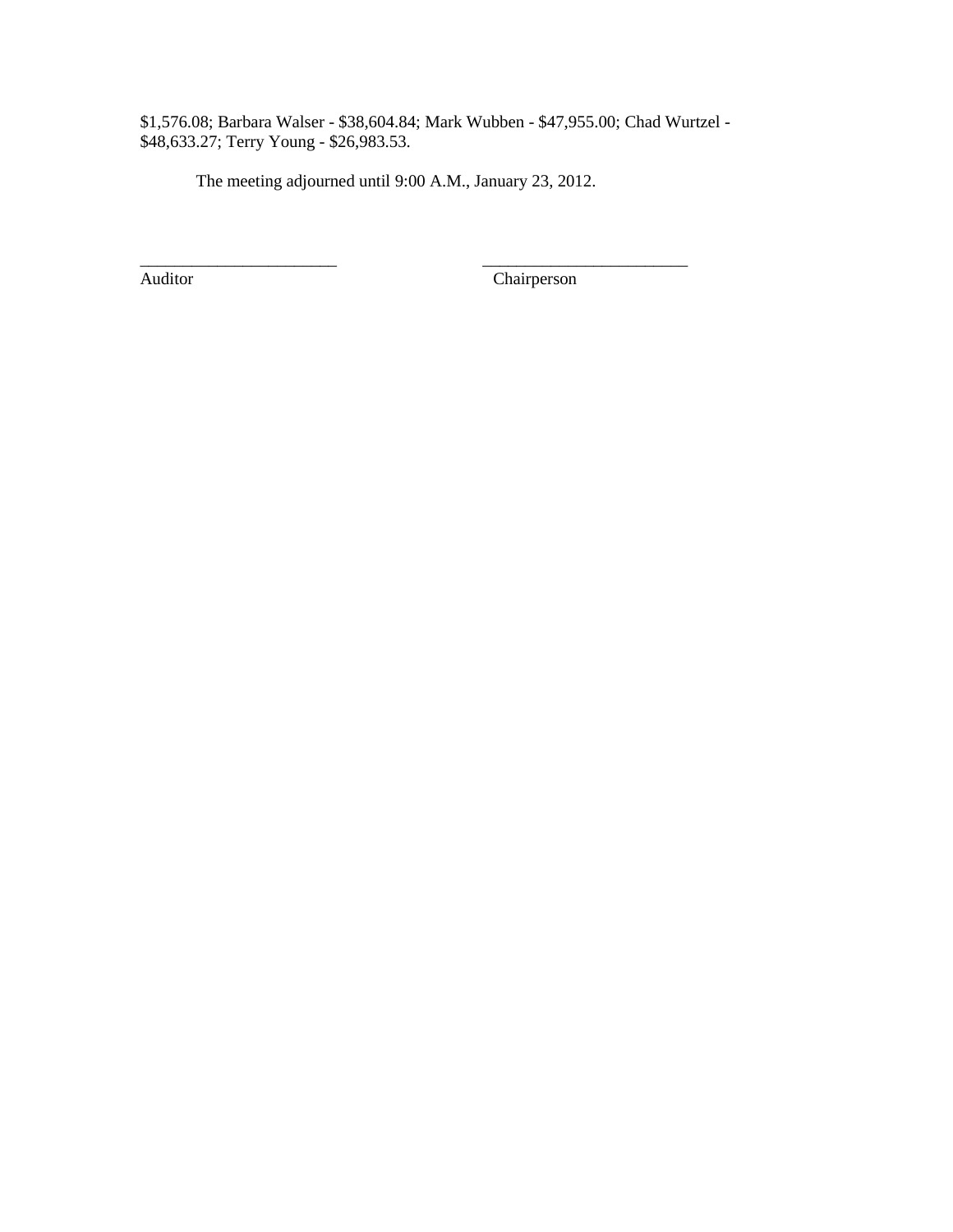$1,576.08; Barbara Walser - $38,604.84; Mark Wubben - $47,955.00; Chad Wurtzel - $48,633.27; Terry Young - $26,983.53.

The meeting adjourned until 9:00 A.M., January 23, 2012.

_______________________ _________________________

Auditor Chairperson